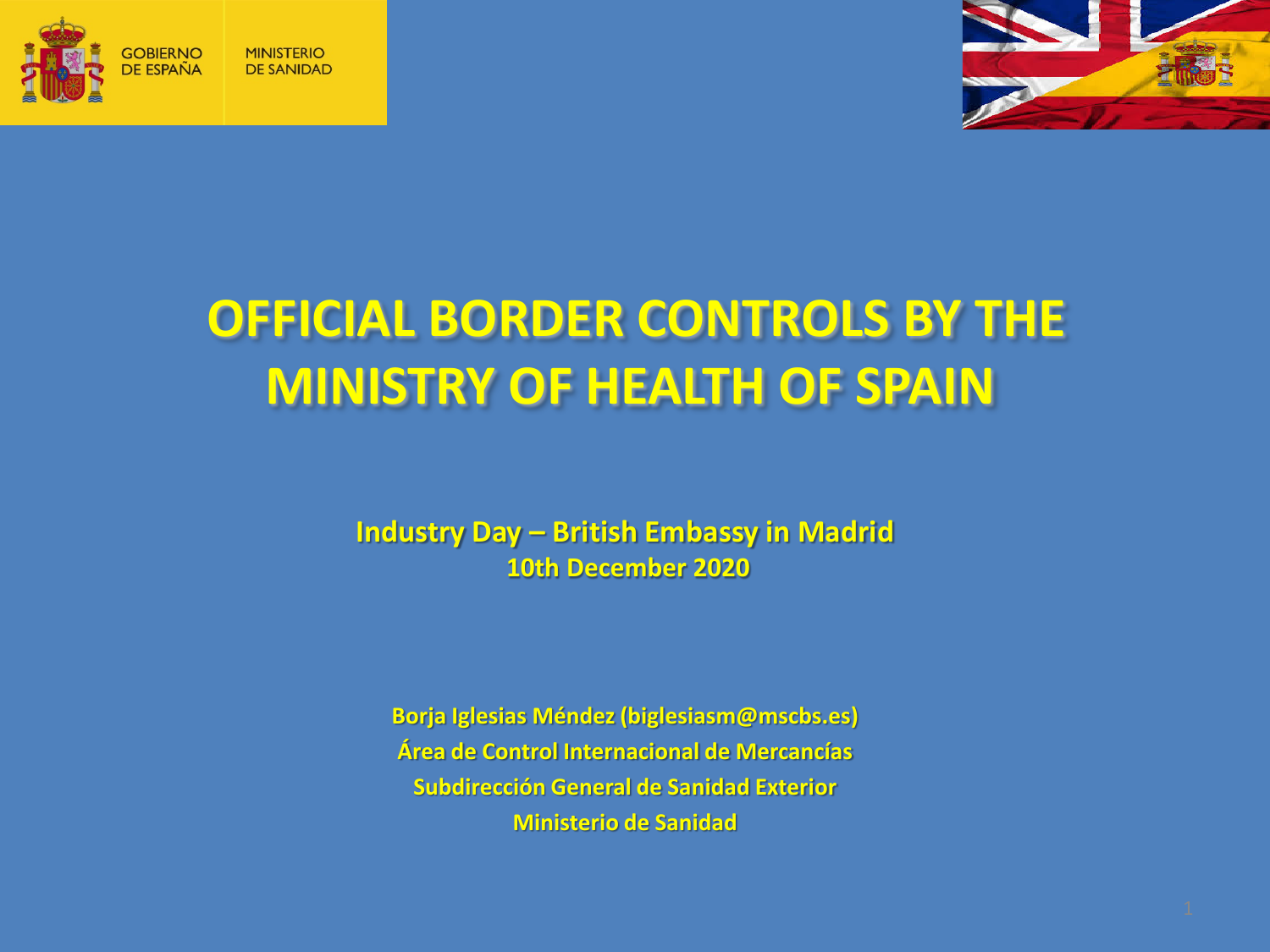GOBIERNO DE ESPAÑA

MINISTERIO DE SANIDAD

# OFFICIAL BORDER CONTROLS BY THE MINISTRY OF HEALTH OF SPAIN

**Industry Day – British Embassy in Madrid**
**10th December 2020**

**Borja Iglesias Méndez (biglesiasm@mscbs.es)**
**Área de Control Internacional de Mercancías**
**Subdirección General de Sanidad Exterior**
**Ministerio de Sanidad**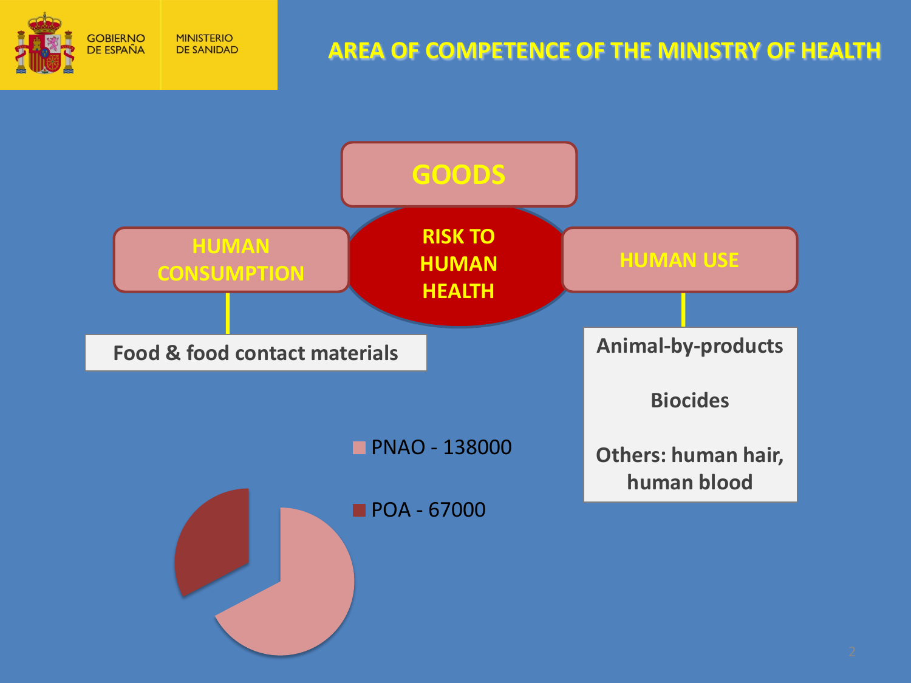# AREA OF COMPETENCE OF THE MINISTRY OF HEALTH

**GOODS**

**RISK TO HUMAN HEALTH**

**HUMAN CONSUMPTION**

- Food & food contact materials

**HUMAN USE**

- Animal-by-products
- Biocides
- Others: human hair, human blood

- PNAO - 138000
- POA - 67000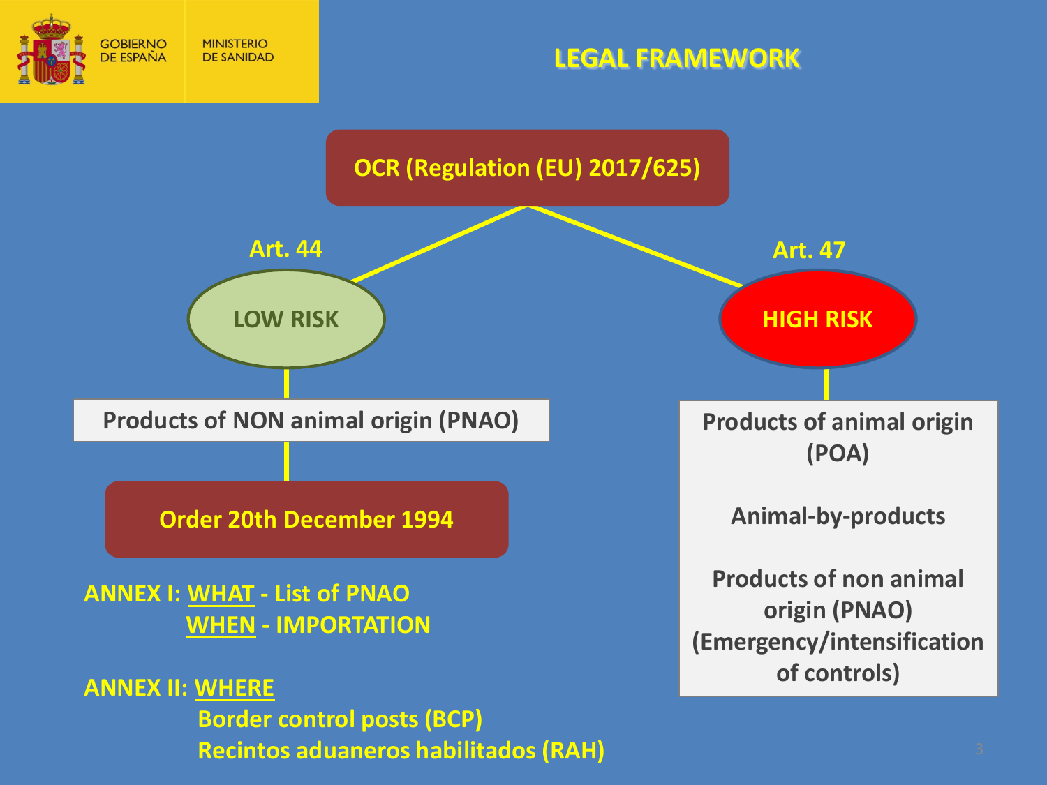GOBIERNO DE ESPAÑA

MINISTERIO DE SANIDAD

# LEGAL FRAMEWORK

**OCR (Regulation (EU) 2017/625)**

## Art. 44 — LOW RISK

**Products of NON animal origin (PNAO)**

**Order 20th December 1994**

**ANNEX I:** **WHAT** - List of PNAO
**WHEN** - IMPORTATION

**ANNEX II:** **WHERE**
Border control posts (BCP)
Recintos aduaneros habilitados (RAH)

## Art. 47 — HIGH RISK

**Products of animal origin (POA)**

**Animal-by-products**

**Products of non animal origin (PNAO) (Emergency/intensification of controls)**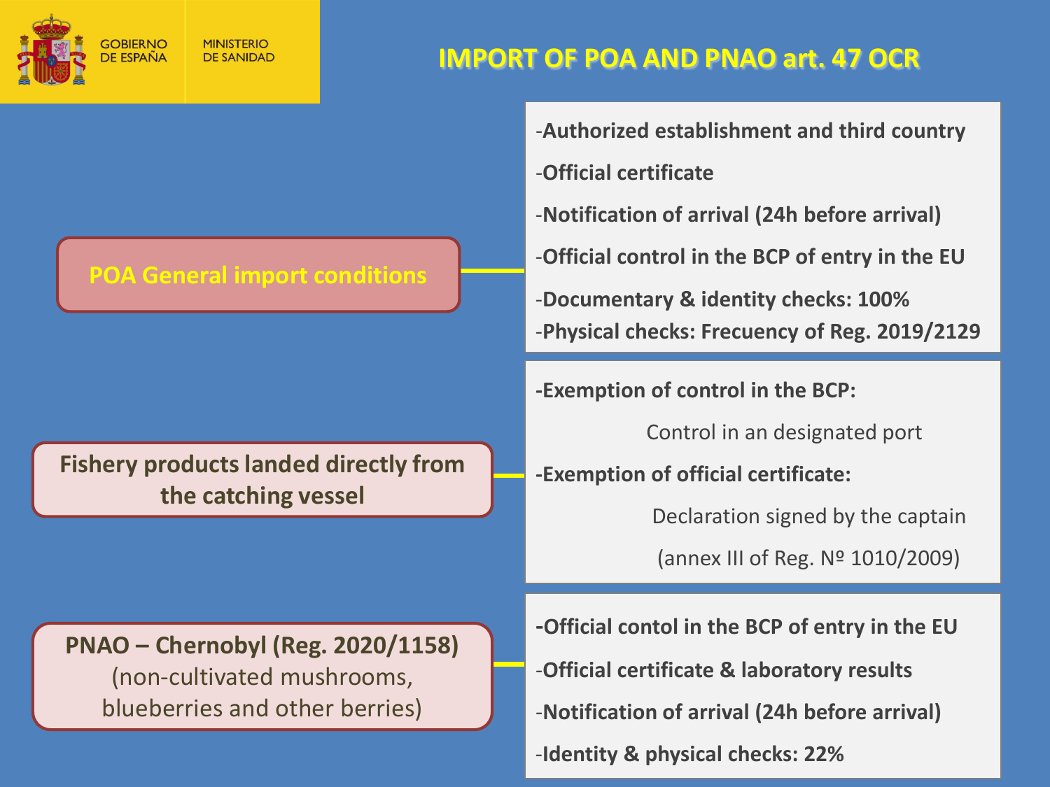GOBIERNO DE ESPAÑA | MINISTERIO DE SANIDAD

# IMPORT OF POA AND PNAO art. 47 OCR

## POA General import conditions

- **Authorized establishment and third country**
- **Official certificate**
- **Notification of arrival (24h before arrival)**
- **Official control in the BCP of entry in the EU**
- **Documentary & identity checks: 100%**
- **Physical checks: Frecuency of Reg. 2019/2129**

## Fishery products landed directly from the catching vessel

- **Exemption of control in the BCP:**
  - Control in an designated port
- **Exemption of official certificate:**
  - Declaration signed by the captain
  - (annex III of Reg. Nº 1010/2009)

## PNAO – Chernobyl (Reg. 2020/1158) (non-cultivated mushrooms, blueberries and other berries)

- **Official contol in the BCP of entry in the EU**
- **Official certificate & laboratory results**
- **Notification of arrival (24h before arrival)**
- **Identity & physical checks: 22%**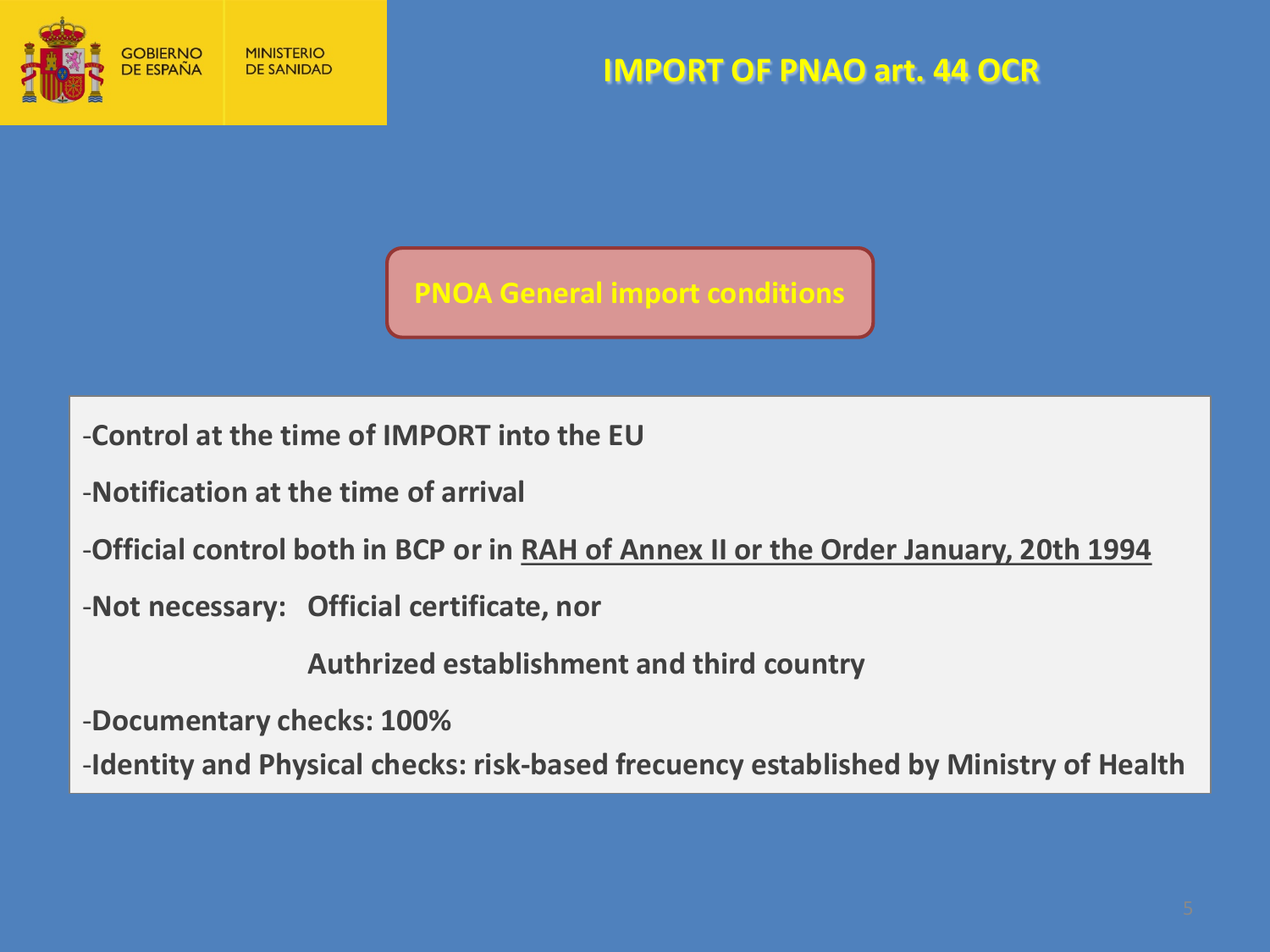# IMPORT OF PNAO art. 44 OCR

## PNOA General import conditions

-**Control at the time of IMPORT into the EU**

-**Notification at the time of arrival**

-**Official control both in BCP or in <u>RAH of Annex II or the Order January, 20th 1994</u>**

-**Not necessary: Official certificate, nor**

**Authrized establishment and third country**

-**Documentary checks: 100%**

-**Identity and Physical checks: risk-based frecuency established by Ministry of Health**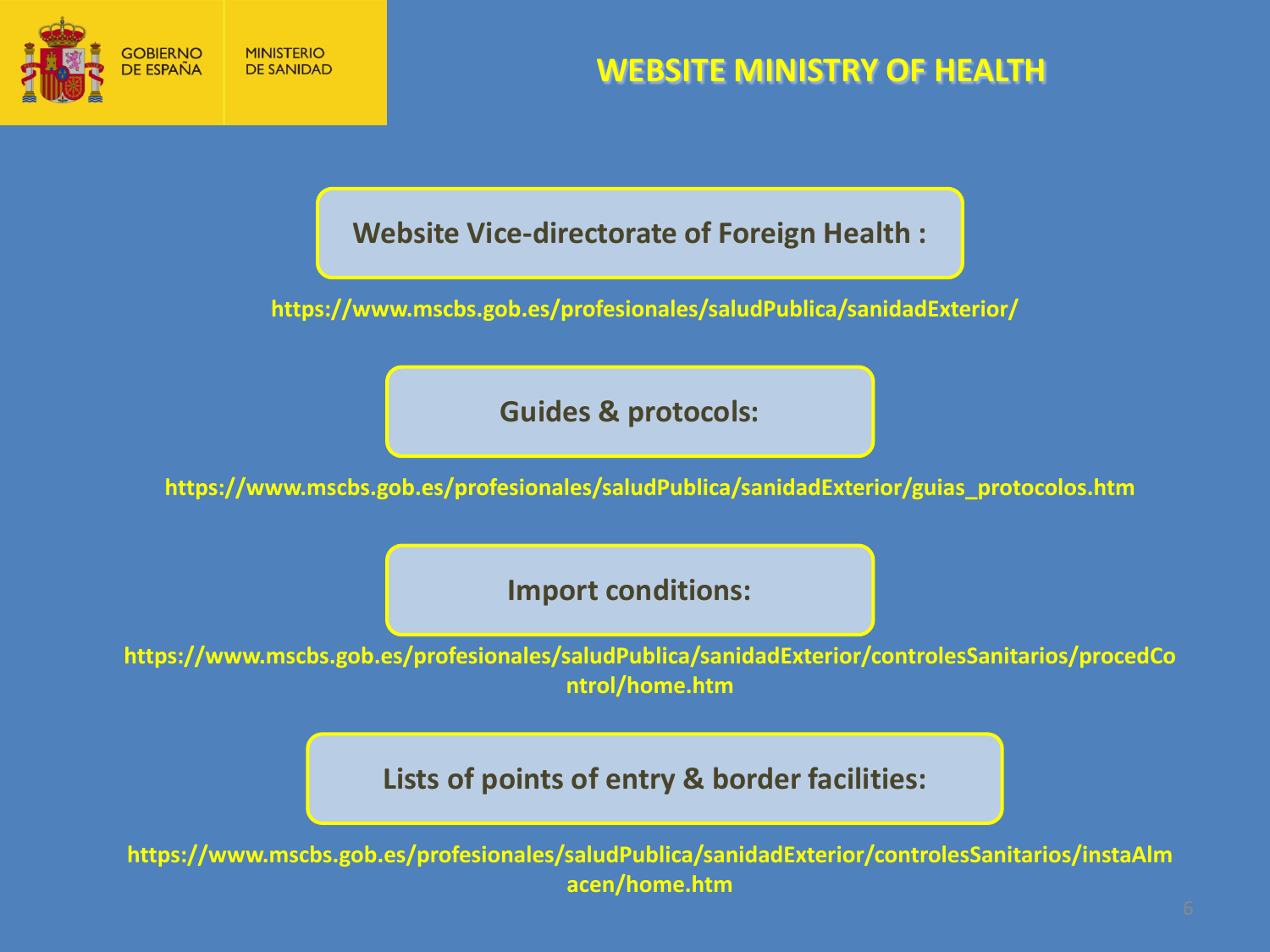GOBIERNO DE ESPAÑA | MINISTERIO DE SANIDAD

# WEBSITE MINISTRY OF HEALTH

**Website Vice-directorate of Foreign Health :**

https://www.mscbs.gob.es/profesionales/saludPublica/sanidadExterior/

**Guides & protocols:**

https://www.mscbs.gob.es/profesionales/saludPublica/sanidadExterior/guias_protocolos.htm

**Import conditions:**

https://www.mscbs.gob.es/profesionales/saludPublica/sanidadExterior/controlesSanitarios/procedControl/home.htm

**Lists of points of entry & border facilities:**

https://www.mscbs.gob.es/profesionales/saludPublica/sanidadExterior/controlesSanitarios/instaAlmacen/home.htm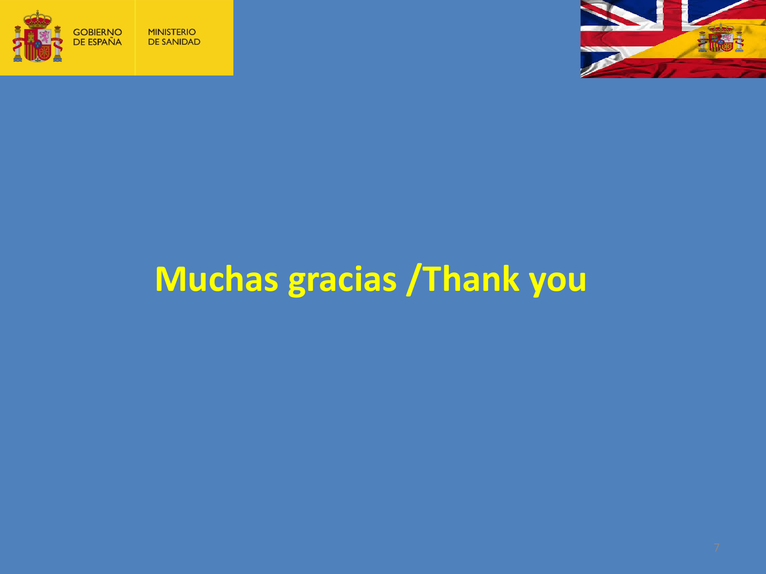GOBIERNO DE ESPAÑA

MINISTERIO DE SANIDAD

# Muchas gracias /Thank you